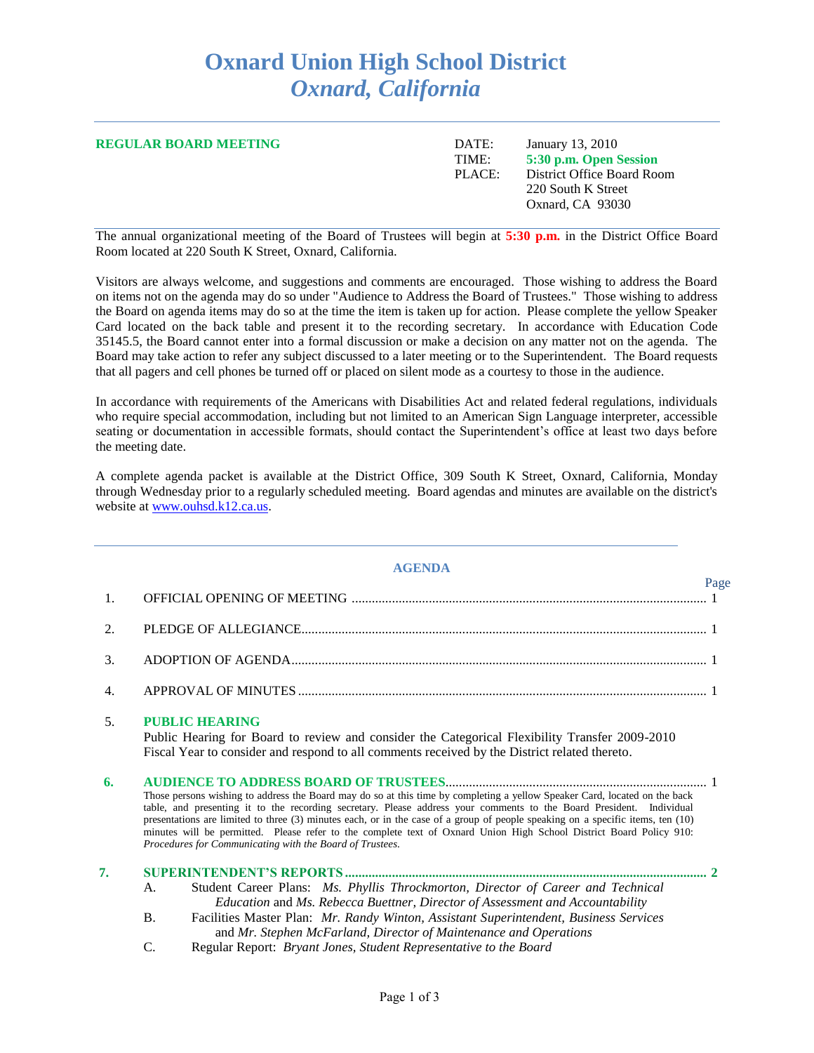# Oxnard Union High School District
## *Oxnard, California*

**REGULAR BOARD MEETING**

DATE: January 13, 2010
TIME: **5:30 p.m. Open Session**
PLACE: District Office Board Room
220 South K Street
Oxnard, CA 93030

The annual organizational meeting of the Board of Trustees will begin at **5:30 p.m.** in the District Office Board Room located at 220 South K Street, Oxnard, California.

Visitors are always welcome, and suggestions and comments are encouraged. Those wishing to address the Board on items not on the agenda may do so under "Audience to Address the Board of Trustees." Those wishing to address the Board on agenda items may do so at the time the item is taken up for action. Please complete the yellow Speaker Card located on the back table and present it to the recording secretary. In accordance with Education Code 35145.5, the Board cannot enter into a formal discussion or make a decision on any matter not on the agenda. The Board may take action to refer any subject discussed to a later meeting or to the Superintendent. The Board requests that all pagers and cell phones be turned off or placed on silent mode as a courtesy to those in the audience.

In accordance with requirements of the Americans with Disabilities Act and related federal regulations, individuals who require special accommodation, including but not limited to an American Sign Language interpreter, accessible seating or documentation in accessible formats, should contact the Superintendent's office at least two days before the meeting date.

A complete agenda packet is available at the District Office, 309 South K Street, Oxnard, California, Monday through Wednesday prior to a regularly scheduled meeting. Board agendas and minutes are available on the district's website at www.ouhsd.k12.ca.us.

## AGENDA

| | | Page |
|---|---|---|
| 1. | OFFICIAL OPENING OF MEETING | 1 |
| 2. | PLEDGE OF ALLEGIANCE | 1 |
| 3. | ADOPTION OF AGENDA | 1 |
| 4. | APPROVAL OF MINUTES | 1 |

5. **PUBLIC HEARING**
Public Hearing for Board to review and consider the Categorical Flexibility Transfer 2009-2010 Fiscal Year to consider and respond to all comments received by the District related thereto.

6. **AUDIENCE TO ADDRESS BOARD OF TRUSTEES** ..... 1
Those persons wishing to address the Board may do so at this time by completing a yellow Speaker Card, located on the back table, and presenting it to the recording secretary. Please address your comments to the Board President. Individual presentations are limited to three (3) minutes each, or in the case of a group of people speaking on a specific items, ten (10) minutes will be permitted. Please refer to the complete text of Oxnard Union High School District Board Policy 910: *Procedures for Communicating with the Board of Trustees.*

7. **SUPERINTENDENT'S REPORTS** ..... **2**
   - A. Student Career Plans: *Ms. Phyllis Throckmorton, Director of Career and Technical Education* and *Ms. Rebecca Buettner, Director of Assessment and Accountability*
   - B. Facilities Master Plan: *Mr. Randy Winton, Assistant Superintendent, Business Services* and *Mr. Stephen McFarland, Director of Maintenance and Operations*
   - C. Regular Report: *Bryant Jones, Student Representative to the Board*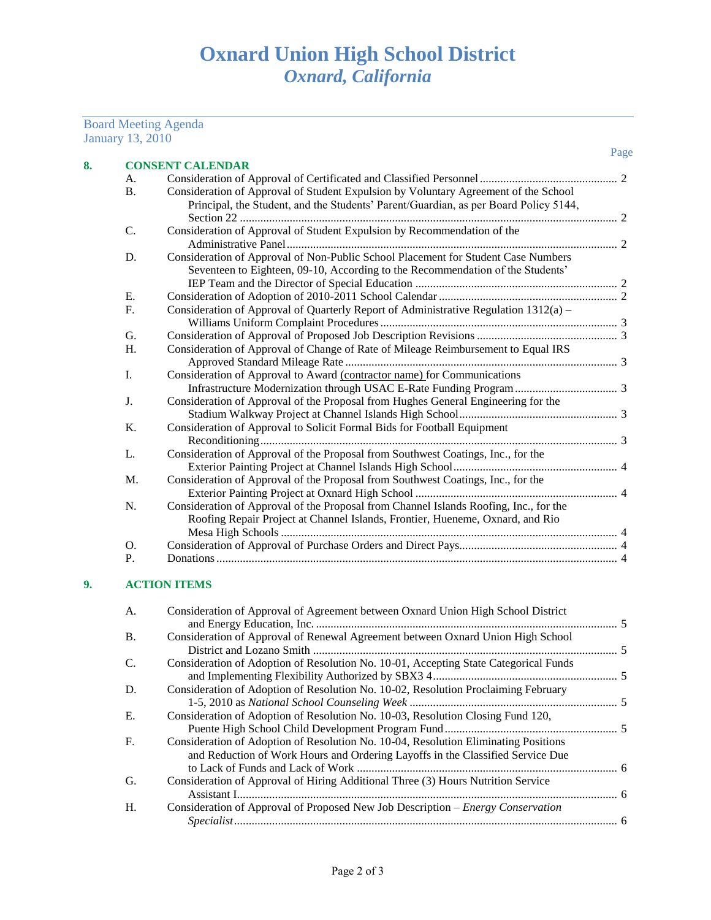# Oxnard Union High School District
## *Oxnard, California*

Board Meeting Agenda
January 13, 2010

Page

**8. CONSENT CALENDAR**

| | | Page |
|---|---|---|
| A. | Consideration of Approval of Certificated and Classified Personnel | 2 |
| B. | Consideration of Approval of Student Expulsion by Voluntary Agreement of the School Principal, the Student, and the Students' Parent/Guardian, as per Board Policy 5144, Section 22 | 2 |
| C. | Consideration of Approval of Student Expulsion by Recommendation of the Administrative Panel | 2 |
| D. | Consideration of Approval of Non-Public School Placement for Student Case Numbers Seventeen to Eighteen, 09-10, According to the Recommendation of the Students' IEP Team and the Director of Special Education | 2 |
| E. | Consideration of Adoption of 2010-2011 School Calendar | 2 |
| F. | Consideration of Approval of Quarterly Report of Administrative Regulation 1312(a) – Williams Uniform Complaint Procedures | 3 |
| G. | Consideration of Approval of Proposed Job Description Revisions | 3 |
| H. | Consideration of Approval of Change of Rate of Mileage Reimbursement to Equal IRS Approved Standard Mileage Rate | 3 |
| I. | Consideration of Approval to Award (contractor name) for Communications Infrastructure Modernization through USAC E-Rate Funding Program | 3 |
| J. | Consideration of Approval of the Proposal from Hughes General Engineering for the Stadium Walkway Project at Channel Islands High School | 3 |
| K. | Consideration of Approval to Solicit Formal Bids for Football Equipment Reconditioning | 3 |
| L. | Consideration of Approval of the Proposal from Southwest Coatings, Inc., for the Exterior Painting Project at Channel Islands High School | 4 |
| M. | Consideration of Approval of the Proposal from Southwest Coatings, Inc., for the Exterior Painting Project at Oxnard High School | 4 |
| N. | Consideration of Approval of the Proposal from Channel Islands Roofing, Inc., for the Roofing Repair Project at Channel Islands, Frontier, Hueneme, Oxnard, and Rio Mesa High Schools | 4 |
| O. | Consideration of Approval of Purchase Orders and Direct Pays | 4 |
| P. | Donations | 4 |

**9. ACTION ITEMS**

| | | Page |
|---|---|---|
| A. | Consideration of Approval of Agreement between Oxnard Union High School District and Energy Education, Inc. | 5 |
| B. | Consideration of Approval of Renewal Agreement between Oxnard Union High School District and Lozano Smith | 5 |
| C. | Consideration of Adoption of Resolution No. 10-01, Accepting State Categorical Funds and Implementing Flexibility Authorized by SBX3 4 | 5 |
| D. | Consideration of Adoption of Resolution No. 10-02, Resolution Proclaiming February 1-5, 2010 as *National School Counseling Week* | 5 |
| E. | Consideration of Adoption of Resolution No. 10-03, Resolution Closing Fund 120, Puente High School Child Development Program Fund | 5 |
| F. | Consideration of Adoption of Resolution No. 10-04, Resolution Eliminating Positions and Reduction of Work Hours and Ordering Layoffs in the Classified Service Due to Lack of Funds and Lack of Work | 6 |
| G. | Consideration of Approval of Hiring Additional Three (3) Hours Nutrition Service Assistant I | 6 |
| H. | Consideration of Approval of Proposed New Job Description – *Energy Conservation Specialist* | 6 |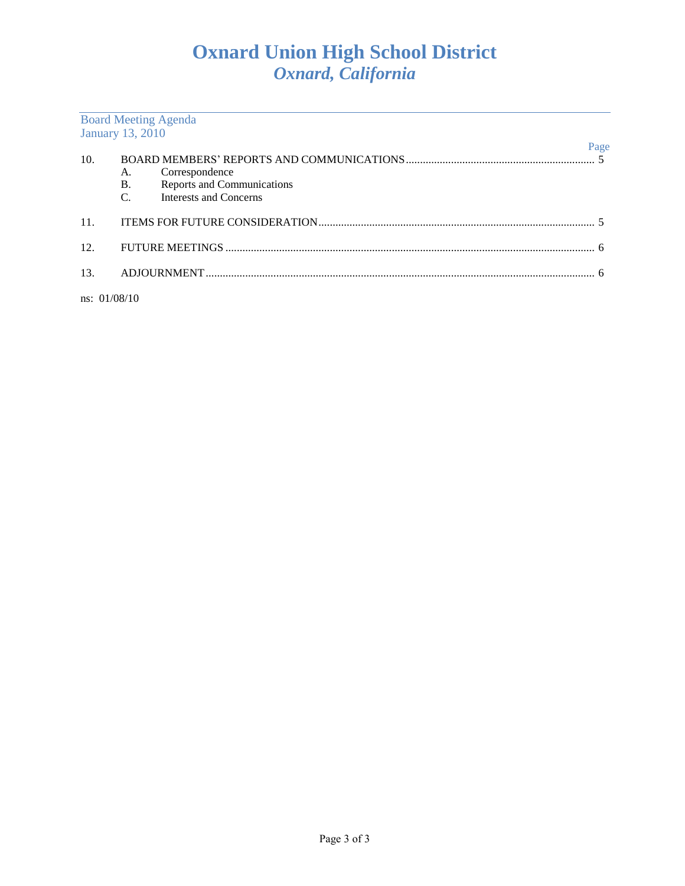# Oxnard Union High School District
## *Oxnard, California*

Board Meeting Agenda
January 13, 2010

| | | Page |
|---|---|---|
| 10. | BOARD MEMBERS' REPORTS AND COMMUNICATIONS | 5 |
| | A. Correspondence | |
| | B. Reports and Communications | |
| | C. Interests and Concerns | |
| 11. | ITEMS FOR FUTURE CONSIDERATION | 5 |
| 12. | FUTURE MEETINGS | 6 |
| 13. | ADJOURNMENT | 6 |

ns: 01/08/10